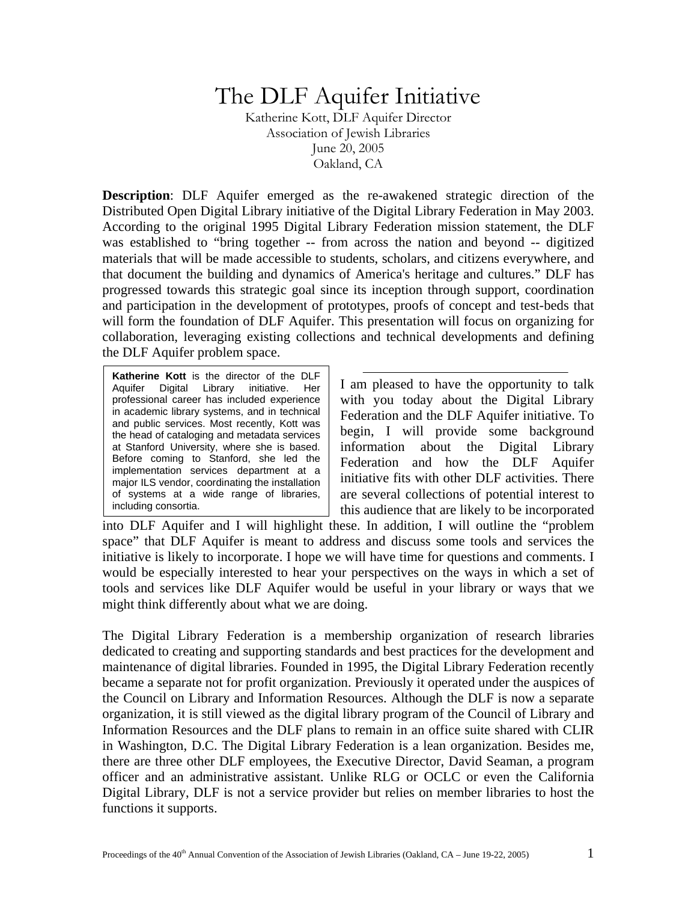# The DLF Aquifer Initiative

Katherine Kott, DLF Aquifer Director
Association of Jewish Libraries
June 20, 2005
Oakland, CA

**Description**: DLF Aquifer emerged as the re-awakened strategic direction of the Distributed Open Digital Library initiative of the Digital Library Federation in May 2003. According to the original 1995 Digital Library Federation mission statement, the DLF was established to "bring together -- from across the nation and beyond -- digitized materials that will be made accessible to students, scholars, and citizens everywhere, and that document the building and dynamics of America's heritage and cultures." DLF has progressed towards this strategic goal since its inception through support, coordination and participation in the development of prototypes, proofs of concept and test-beds that will form the foundation of DLF Aquifer. This presentation will focus on organizing for collaboration, leveraging existing collections and technical developments and defining the DLF Aquifer problem space.

> **Katherine Kott** is the director of the DLF Aquifer Digital Library initiative. Her professional career has included experience in academic library systems, and in technical and public services. Most recently, Kott was the head of cataloging and metadata services at Stanford University, where she is based. Before coming to Stanford, she led the implementation services department at a major ILS vendor, coordinating the installation of systems at a wide range of libraries, including consortia.

---

I am pleased to have the opportunity to talk with you today about the Digital Library Federation and the DLF Aquifer initiative. To begin, I will provide some background information about the Digital Library Federation and how the DLF Aquifer initiative fits with other DLF activities. There are several collections of potential interest to this audience that are likely to be incorporated into DLF Aquifer and I will highlight these. In addition, I will outline the "problem space" that DLF Aquifer is meant to address and discuss some tools and services the initiative is likely to incorporate. I hope we will have time for questions and comments. I would be especially interested to hear your perspectives on the ways in which a set of tools and services like DLF Aquifer would be useful in your library or ways that we might think differently about what we are doing.

The Digital Library Federation is a membership organization of research libraries dedicated to creating and supporting standards and best practices for the development and maintenance of digital libraries. Founded in 1995, the Digital Library Federation recently became a separate not for profit organization. Previously it operated under the auspices of the Council on Library and Information Resources. Although the DLF is now a separate organization, it is still viewed as the digital library program of the Council of Library and Information Resources and the DLF plans to remain in an office suite shared with CLIR in Washington, D.C. The Digital Library Federation is a lean organization. Besides me, there are three other DLF employees, the Executive Director, David Seaman, a program officer and an administrative assistant. Unlike RLG or OCLC or even the California Digital Library, DLF is not a service provider but relies on member libraries to host the functions it supports.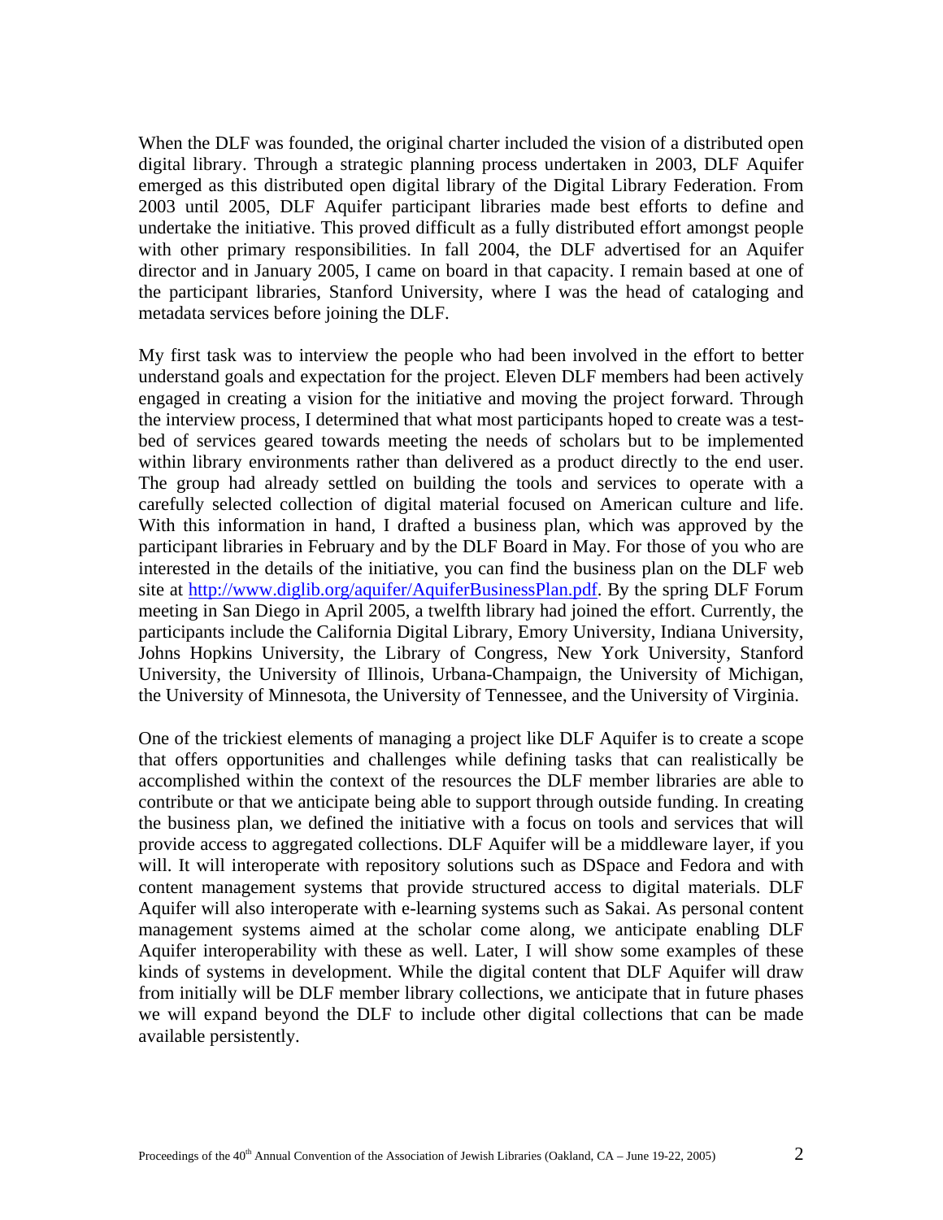When the DLF was founded, the original charter included the vision of a distributed open digital library. Through a strategic planning process undertaken in 2003, DLF Aquifer emerged as this distributed open digital library of the Digital Library Federation. From 2003 until 2005, DLF Aquifer participant libraries made best efforts to define and undertake the initiative. This proved difficult as a fully distributed effort amongst people with other primary responsibilities. In fall 2004, the DLF advertised for an Aquifer director and in January 2005, I came on board in that capacity. I remain based at one of the participant libraries, Stanford University, where I was the head of cataloging and metadata services before joining the DLF.

My first task was to interview the people who had been involved in the effort to better understand goals and expectation for the project. Eleven DLF members had been actively engaged in creating a vision for the initiative and moving the project forward. Through the interview process, I determined that what most participants hoped to create was a test-bed of services geared towards meeting the needs of scholars but to be implemented within library environments rather than delivered as a product directly to the end user. The group had already settled on building the tools and services to operate with a carefully selected collection of digital material focused on American culture and life. With this information in hand, I drafted a business plan, which was approved by the participant libraries in February and by the DLF Board in May. For those of you who are interested in the details of the initiative, you can find the business plan on the DLF web site at http://www.diglib.org/aquifer/AquiferBusinessPlan.pdf. By the spring DLF Forum meeting in San Diego in April 2005, a twelfth library had joined the effort. Currently, the participants include the California Digital Library, Emory University, Indiana University, Johns Hopkins University, the Library of Congress, New York University, Stanford University, the University of Illinois, Urbana-Champaign, the University of Michigan, the University of Minnesota, the University of Tennessee, and the University of Virginia.

One of the trickiest elements of managing a project like DLF Aquifer is to create a scope that offers opportunities and challenges while defining tasks that can realistically be accomplished within the context of the resources the DLF member libraries are able to contribute or that we anticipate being able to support through outside funding. In creating the business plan, we defined the initiative with a focus on tools and services that will provide access to aggregated collections. DLF Aquifer will be a middleware layer, if you will. It will interoperate with repository solutions such as DSpace and Fedora and with content management systems that provide structured access to digital materials. DLF Aquifer will also interoperate with e-learning systems such as Sakai. As personal content management systems aimed at the scholar come along, we anticipate enabling DLF Aquifer interoperability with these as well. Later, I will show some examples of these kinds of systems in development. While the digital content that DLF Aquifer will draw from initially will be DLF member library collections, we anticipate that in future phases we will expand beyond the DLF to include other digital collections that can be made available persistently.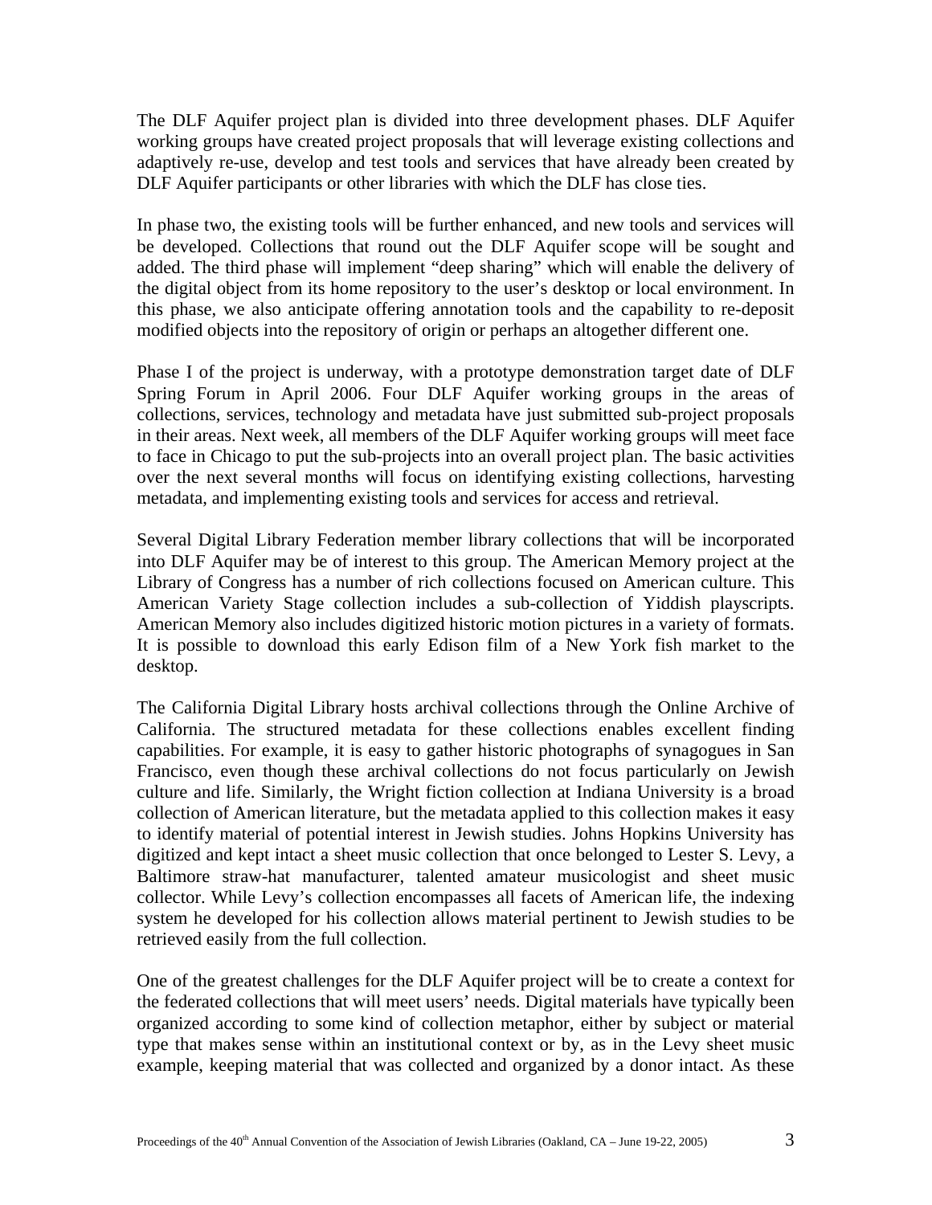The DLF Aquifer project plan is divided into three development phases. DLF Aquifer working groups have created project proposals that will leverage existing collections and adaptively re-use, develop and test tools and services that have already been created by DLF Aquifer participants or other libraries with which the DLF has close ties.

In phase two, the existing tools will be further enhanced, and new tools and services will be developed. Collections that round out the DLF Aquifer scope will be sought and added. The third phase will implement "deep sharing" which will enable the delivery of the digital object from its home repository to the user's desktop or local environment. In this phase, we also anticipate offering annotation tools and the capability to re-deposit modified objects into the repository of origin or perhaps an altogether different one.

Phase I of the project is underway, with a prototype demonstration target date of DLF Spring Forum in April 2006. Four DLF Aquifer working groups in the areas of collections, services, technology and metadata have just submitted sub-project proposals in their areas. Next week, all members of the DLF Aquifer working groups will meet face to face in Chicago to put the sub-projects into an overall project plan. The basic activities over the next several months will focus on identifying existing collections, harvesting metadata, and implementing existing tools and services for access and retrieval.

Several Digital Library Federation member library collections that will be incorporated into DLF Aquifer may be of interest to this group. The American Memory project at the Library of Congress has a number of rich collections focused on American culture. This American Variety Stage collection includes a sub-collection of Yiddish playscripts. American Memory also includes digitized historic motion pictures in a variety of formats. It is possible to download this early Edison film of a New York fish market to the desktop.

The California Digital Library hosts archival collections through the Online Archive of California. The structured metadata for these collections enables excellent finding capabilities. For example, it is easy to gather historic photographs of synagogues in San Francisco, even though these archival collections do not focus particularly on Jewish culture and life. Similarly, the Wright fiction collection at Indiana University is a broad collection of American literature, but the metadata applied to this collection makes it easy to identify material of potential interest in Jewish studies. Johns Hopkins University has digitized and kept intact a sheet music collection that once belonged to Lester S. Levy, a Baltimore straw-hat manufacturer, talented amateur musicologist and sheet music collector. While Levy's collection encompasses all facets of American life, the indexing system he developed for his collection allows material pertinent to Jewish studies to be retrieved easily from the full collection.

One of the greatest challenges for the DLF Aquifer project will be to create a context for the federated collections that will meet users' needs. Digital materials have typically been organized according to some kind of collection metaphor, either by subject or material type that makes sense within an institutional context or by, as in the Levy sheet music example, keeping material that was collected and organized by a donor intact. As these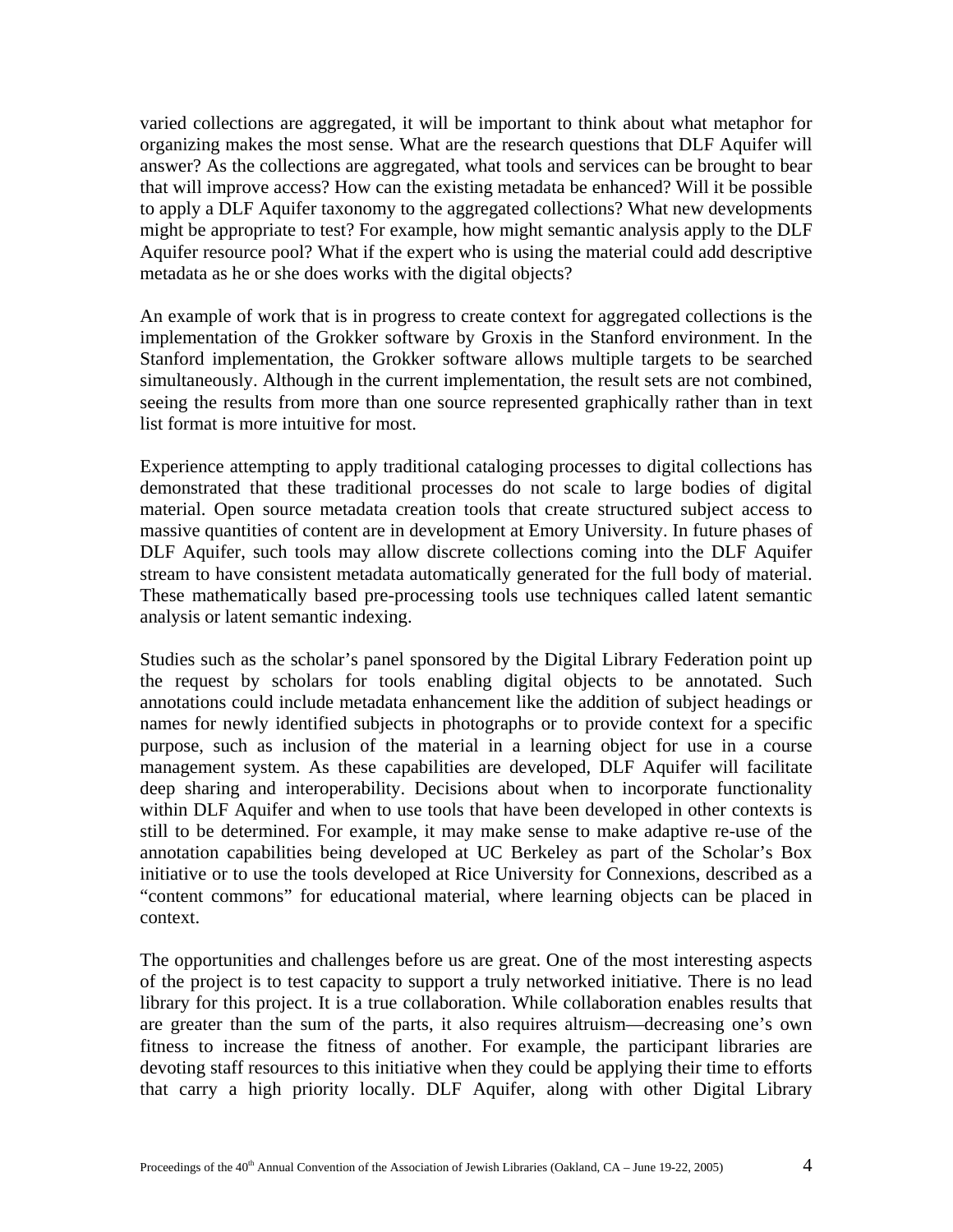varied collections are aggregated, it will be important to think about what metaphor for organizing makes the most sense. What are the research questions that DLF Aquifer will answer? As the collections are aggregated, what tools and services can be brought to bear that will improve access? How can the existing metadata be enhanced? Will it be possible to apply a DLF Aquifer taxonomy to the aggregated collections? What new developments might be appropriate to test? For example, how might semantic analysis apply to the DLF Aquifer resource pool? What if the expert who is using the material could add descriptive metadata as he or she does works with the digital objects?

An example of work that is in progress to create context for aggregated collections is the implementation of the Grokker software by Groxis in the Stanford environment. In the Stanford implementation, the Grokker software allows multiple targets to be searched simultaneously. Although in the current implementation, the result sets are not combined, seeing the results from more than one source represented graphically rather than in text list format is more intuitive for most.

Experience attempting to apply traditional cataloging processes to digital collections has demonstrated that these traditional processes do not scale to large bodies of digital material. Open source metadata creation tools that create structured subject access to massive quantities of content are in development at Emory University. In future phases of DLF Aquifer, such tools may allow discrete collections coming into the DLF Aquifer stream to have consistent metadata automatically generated for the full body of material. These mathematically based pre-processing tools use techniques called latent semantic analysis or latent semantic indexing.

Studies such as the scholar's panel sponsored by the Digital Library Federation point up the request by scholars for tools enabling digital objects to be annotated. Such annotations could include metadata enhancement like the addition of subject headings or names for newly identified subjects in photographs or to provide context for a specific purpose, such as inclusion of the material in a learning object for use in a course management system. As these capabilities are developed, DLF Aquifer will facilitate deep sharing and interoperability. Decisions about when to incorporate functionality within DLF Aquifer and when to use tools that have been developed in other contexts is still to be determined. For example, it may make sense to make adaptive re-use of the annotation capabilities being developed at UC Berkeley as part of the Scholar's Box initiative or to use the tools developed at Rice University for Connexions, described as a "content commons" for educational material, where learning objects can be placed in context.

The opportunities and challenges before us are great. One of the most interesting aspects of the project is to test capacity to support a truly networked initiative. There is no lead library for this project. It is a true collaboration. While collaboration enables results that are greater than the sum of the parts, it also requires altruism—decreasing one's own fitness to increase the fitness of another. For example, the participant libraries are devoting staff resources to this initiative when they could be applying their time to efforts that carry a high priority locally. DLF Aquifer, along with other Digital Library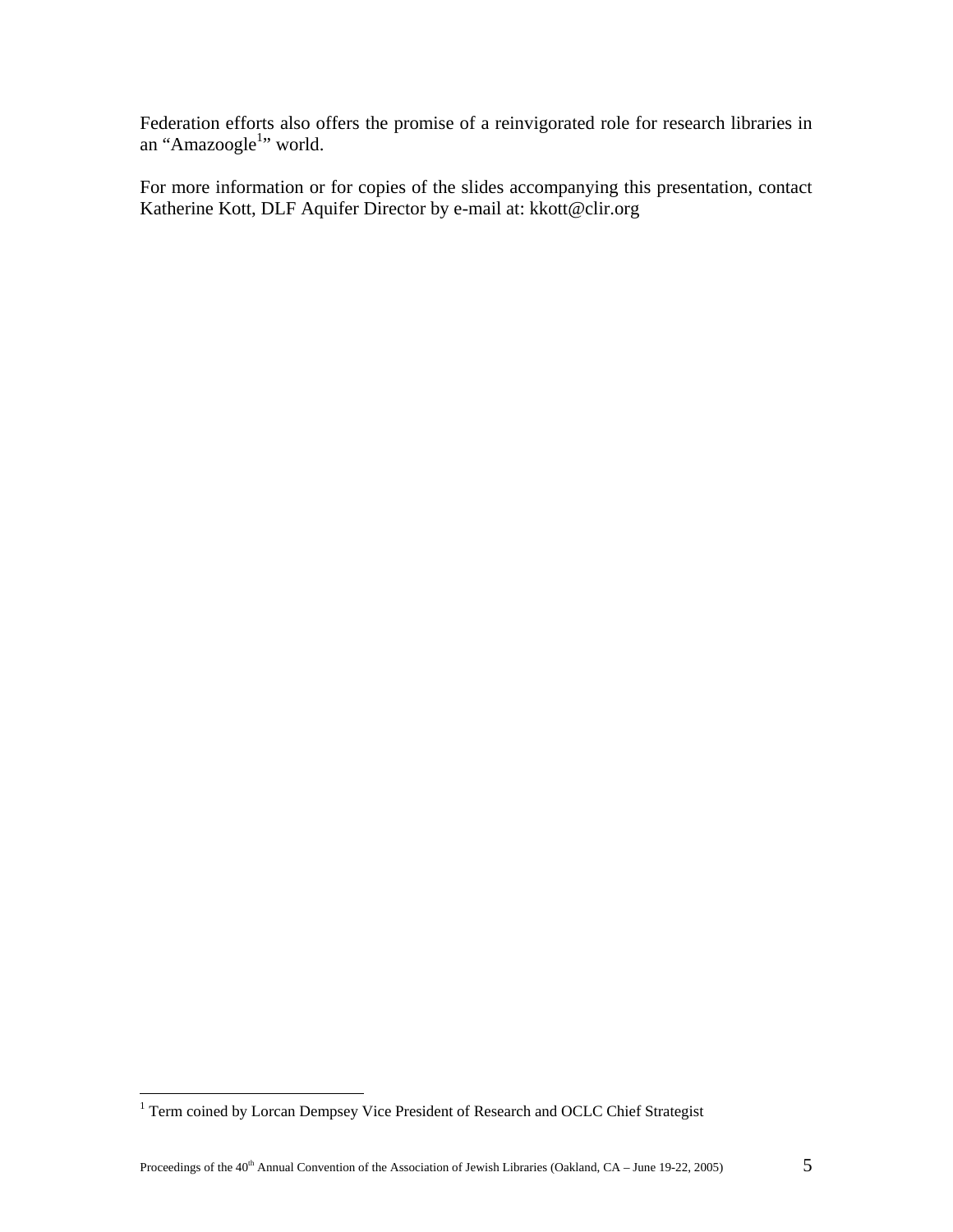Federation efforts also offers the promise of a reinvigorated role for research libraries in an "Amazoogle[1]" world.

For more information or for copies of the slides accompanying this presentation, contact Katherine Kott, DLF Aquifer Director by e-mail at: kkott@clir.org

---

[1] Term coined by Lorcan Dempsey Vice President of Research and OCLC Chief Strategist